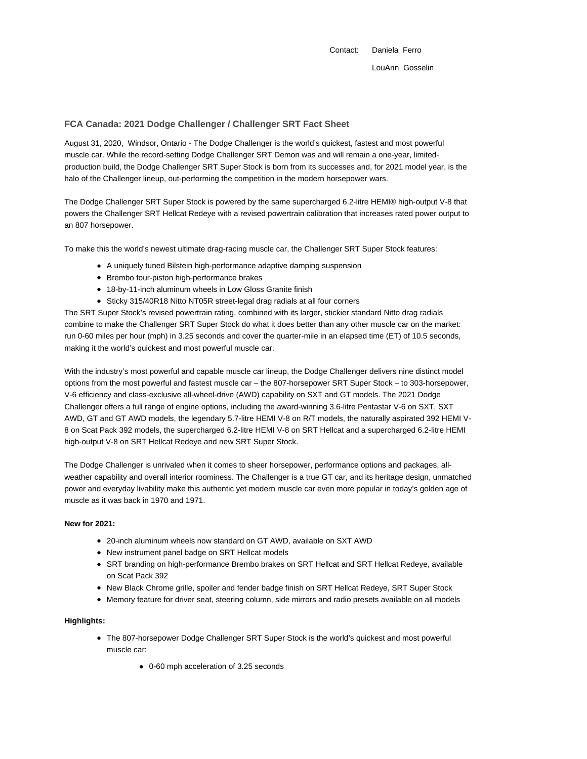Contact: Daniela Ferro

LouAnn Gosselin

## FCA Canada: 2021 Dodge Challenger / Challenger SRT Fact Sheet

August 31, 2020, Windsor, Ontario - The Dodge Challenger is the world's quickest, fastest and most powerful muscle car. While the record-setting Dodge Challenger SRT Demon was and will remain a one-year, limited-production build, the Dodge Challenger SRT Super Stock is born from its successes and, for 2021 model year, is the halo of the Challenger lineup, out-performing the competition in the modern horsepower wars.

The Dodge Challenger SRT Super Stock is powered by the same supercharged 6.2-litre HEMI® high-output V-8 that powers the Challenger SRT Hellcat Redeye with a revised powertrain calibration that increases rated power output to an 807 horsepower.

To make this the world's newest ultimate drag-racing muscle car, the Challenger SRT Super Stock features:

- A uniquely tuned Bilstein high-performance adaptive damping suspension
- Brembo four-piston high-performance brakes
- 18-by-11-inch aluminum wheels in Low Gloss Granite finish
- Sticky 315/40R18 Nitto NT05R street-legal drag radials at all four corners

The SRT Super Stock's revised powertrain rating, combined with its larger, stickier standard Nitto drag radials combine to make the Challenger SRT Super Stock do what it does better than any other muscle car on the market: run 0-60 miles per hour (mph) in 3.25 seconds and cover the quarter-mile in an elapsed time (ET) of 10.5 seconds, making it the world's quickest and most powerful muscle car.

With the industry's most powerful and capable muscle car lineup, the Dodge Challenger delivers nine distinct model options from the most powerful and fastest muscle car – the 807-horsepower SRT Super Stock – to 303-horsepower, V-6 efficiency and class-exclusive all-wheel-drive (AWD) capability on SXT and GT models. The 2021 Dodge Challenger offers a full range of engine options, including the award-winning 3.6-litre Pentastar V-6 on SXT, SXT AWD, GT and GT AWD models, the legendary 5.7-litre HEMI V-8 on R/T models, the naturally aspirated 392 HEMI V-8 on Scat Pack 392 models, the supercharged 6.2-litre HEMI V-8 on SRT Hellcat and a supercharged 6.2-litre HEMI high-output V-8 on SRT Hellcat Redeye and new SRT Super Stock.

The Dodge Challenger is unrivaled when it comes to sheer horsepower, performance options and packages, all-weather capability and overall interior roominess. The Challenger is a true GT car, and its heritage design, unmatched power and everyday livability make this authentic yet modern muscle car even more popular in today's golden age of muscle as it was back in 1970 and 1971.

**New for 2021:**

- 20-inch aluminum wheels now standard on GT AWD, available on SXT AWD
- New instrument panel badge on SRT Hellcat models
- SRT branding on high-performance Brembo brakes on SRT Hellcat and SRT Hellcat Redeye, available on Scat Pack 392
- New Black Chrome grille, spoiler and fender badge finish on SRT Hellcat Redeye, SRT Super Stock
- Memory feature for driver seat, steering column, side mirrors and radio presets available on all models

**Highlights:**

- The 807-horsepower Dodge Challenger SRT Super Stock is the world's quickest and most powerful muscle car:
    - 0-60 mph acceleration of 3.25 seconds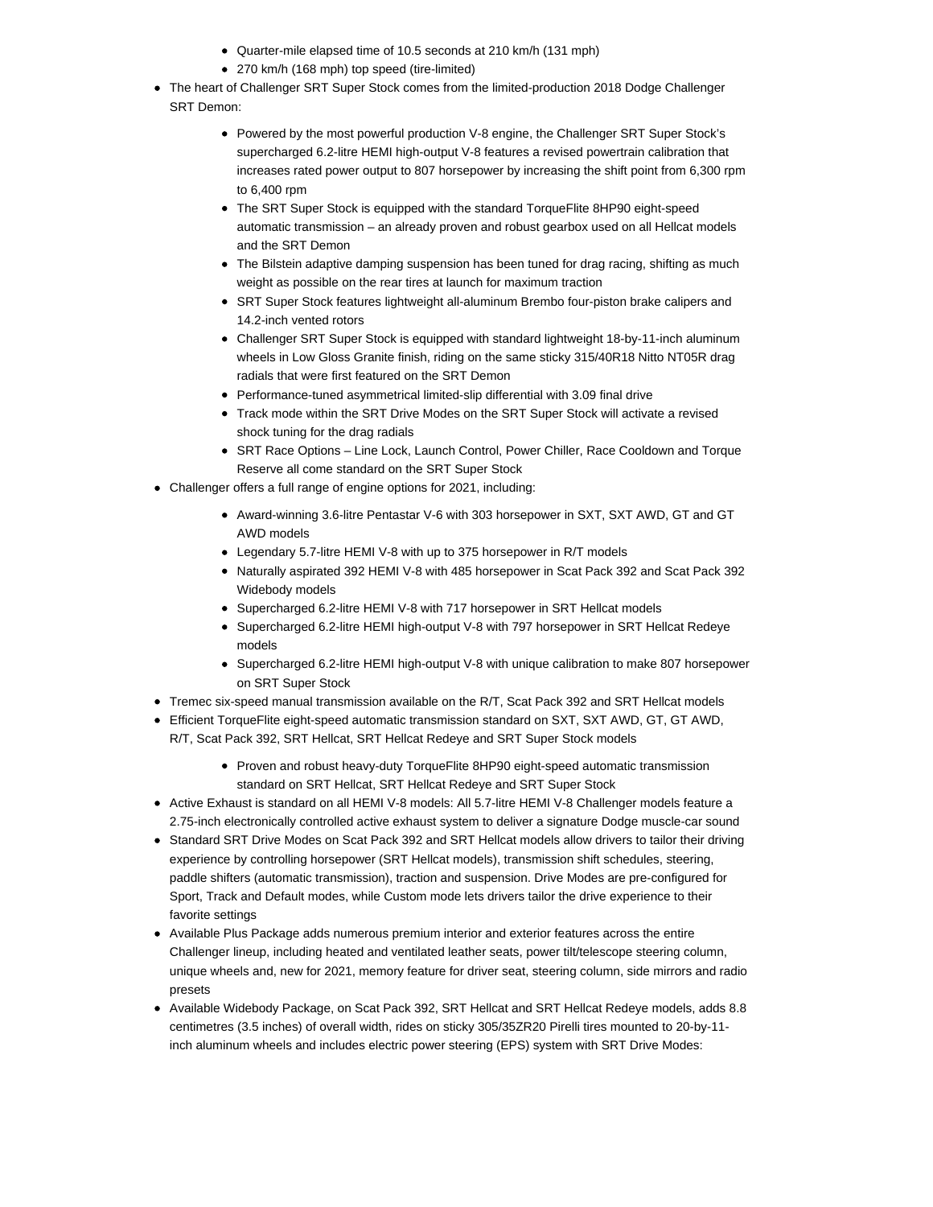- Quarter-mile elapsed time of 10.5 seconds at 210 km/h (131 mph)
    - 270 km/h (168 mph) top speed (tire-limited)
- The heart of Challenger SRT Super Stock comes from the limited-production 2018 Dodge Challenger SRT Demon:
    - Powered by the most powerful production V-8 engine, the Challenger SRT Super Stock's supercharged 6.2-litre HEMI high-output V-8 features a revised powertrain calibration that increases rated power output to 807 horsepower by increasing the shift point from 6,300 rpm to 6,400 rpm
    - The SRT Super Stock is equipped with the standard TorqueFlite 8HP90 eight-speed automatic transmission – an already proven and robust gearbox used on all Hellcat models and the SRT Demon
    - The Bilstein adaptive damping suspension has been tuned for drag racing, shifting as much weight as possible on the rear tires at launch for maximum traction
    - SRT Super Stock features lightweight all-aluminum Brembo four-piston brake calipers and 14.2-inch vented rotors
    - Challenger SRT Super Stock is equipped with standard lightweight 18-by-11-inch aluminum wheels in Low Gloss Granite finish, riding on the same sticky 315/40R18 Nitto NT05R drag radials that were first featured on the SRT Demon
    - Performance-tuned asymmetrical limited-slip differential with 3.09 final drive
    - Track mode within the SRT Drive Modes on the SRT Super Stock will activate a revised shock tuning for the drag radials
    - SRT Race Options – Line Lock, Launch Control, Power Chiller, Race Cooldown and Torque Reserve all come standard on the SRT Super Stock
- Challenger offers a full range of engine options for 2021, including:
    - Award-winning 3.6-litre Pentastar V-6 with 303 horsepower in SXT, SXT AWD, GT and GT AWD models
    - Legendary 5.7-litre HEMI V-8 with up to 375 horsepower in R/T models
    - Naturally aspirated 392 HEMI V-8 with 485 horsepower in Scat Pack 392 and Scat Pack 392 Widebody models
    - Supercharged 6.2-litre HEMI V-8 with 717 horsepower in SRT Hellcat models
    - Supercharged 6.2-litre HEMI high-output V-8 with 797 horsepower in SRT Hellcat Redeye models
    - Supercharged 6.2-litre HEMI high-output V-8 with unique calibration to make 807 horsepower on SRT Super Stock
- Tremec six-speed manual transmission available on the R/T, Scat Pack 392 and SRT Hellcat models
- Efficient TorqueFlite eight-speed automatic transmission standard on SXT, SXT AWD, GT, GT AWD, R/T, Scat Pack 392, SRT Hellcat, SRT Hellcat Redeye and SRT Super Stock models
    - Proven and robust heavy-duty TorqueFlite 8HP90 eight-speed automatic transmission standard on SRT Hellcat, SRT Hellcat Redeye and SRT Super Stock
- Active Exhaust is standard on all HEMI V-8 models: All 5.7-litre HEMI V-8 Challenger models feature a 2.75-inch electronically controlled active exhaust system to deliver a signature Dodge muscle-car sound
- Standard SRT Drive Modes on Scat Pack 392 and SRT Hellcat models allow drivers to tailor their driving experience by controlling horsepower (SRT Hellcat models), transmission shift schedules, steering, paddle shifters (automatic transmission), traction and suspension. Drive Modes are pre-configured for Sport, Track and Default modes, while Custom mode lets drivers tailor the drive experience to their favorite settings
- Available Plus Package adds numerous premium interior and exterior features across the entire Challenger lineup, including heated and ventilated leather seats, power tilt/telescope steering column, unique wheels and, new for 2021, memory feature for driver seat, steering column, side mirrors and radio presets
- Available Widebody Package, on Scat Pack 392, SRT Hellcat and SRT Hellcat Redeye models, adds 8.8 centimetres (3.5 inches) of overall width, rides on sticky 305/35ZR20 Pirelli tires mounted to 20-by-11-inch aluminum wheels and includes electric power steering (EPS) system with SRT Drive Modes: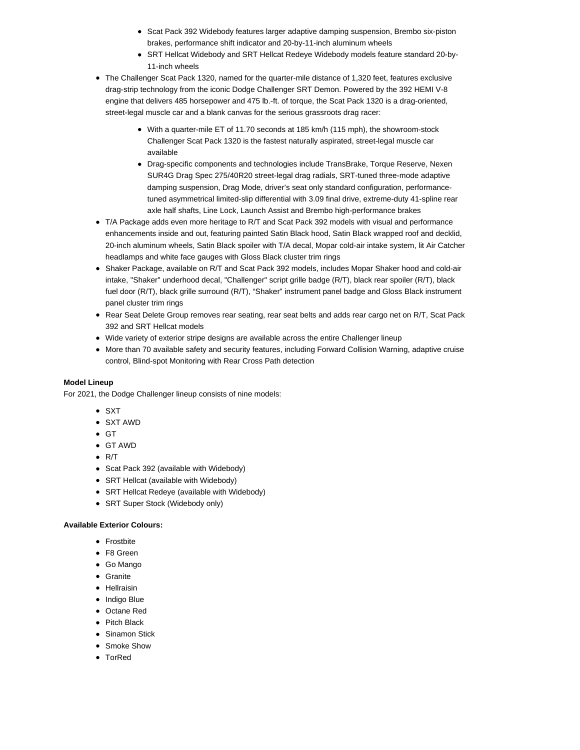- Scat Pack 392 Widebody features larger adaptive damping suspension, Brembo six-piston brakes, performance shift indicator and 20-by-11-inch aluminum wheels
  - SRT Hellcat Widebody and SRT Hellcat Redeye Widebody models feature standard 20-by-11-inch wheels
- The Challenger Scat Pack 1320, named for the quarter-mile distance of 1,320 feet, features exclusive drag-strip technology from the iconic Dodge Challenger SRT Demon. Powered by the 392 HEMI V-8 engine that delivers 485 horsepower and 475 lb.-ft. of torque, the Scat Pack 1320 is a drag-oriented, street-legal muscle car and a blank canvas for the serious grassroots drag racer:
  - With a quarter-mile ET of 11.70 seconds at 185 km/h (115 mph), the showroom-stock Challenger Scat Pack 1320 is the fastest naturally aspirated, street-legal muscle car available
  - Drag-specific components and technologies include TransBrake, Torque Reserve, Nexen SUR4G Drag Spec 275/40R20 street-legal drag radials, SRT-tuned three-mode adaptive damping suspension, Drag Mode, driver's seat only standard configuration, performance-tuned asymmetrical limited-slip differential with 3.09 final drive, extreme-duty 41-spline rear axle half shafts, Line Lock, Launch Assist and Brembo high-performance brakes
- T/A Package adds even more heritage to R/T and Scat Pack 392 models with visual and performance enhancements inside and out, featuring painted Satin Black hood, Satin Black wrapped roof and decklid, 20-inch aluminum wheels, Satin Black spoiler with T/A decal, Mopar cold-air intake system, lit Air Catcher headlamps and white face gauges with Gloss Black cluster trim rings
- Shaker Package, available on R/T and Scat Pack 392 models, includes Mopar Shaker hood and cold-air intake, "Shaker" underhood decal, "Challenger" script grille badge (R/T), black rear spoiler (R/T), black fuel door (R/T), black grille surround (R/T), "Shaker" instrument panel badge and Gloss Black instrument panel cluster trim rings
- Rear Seat Delete Group removes rear seating, rear seat belts and adds rear cargo net on R/T, Scat Pack 392 and SRT Hellcat models
- Wide variety of exterior stripe designs are available across the entire Challenger lineup
- More than 70 available safety and security features, including Forward Collision Warning, adaptive cruise control, Blind-spot Monitoring with Rear Cross Path detection

**Model Lineup**

For 2021, the Dodge Challenger lineup consists of nine models:

- SXT
- SXT AWD
- GT
- GT AWD
- R/T
- Scat Pack 392 (available with Widebody)
- SRT Hellcat (available with Widebody)
- SRT Hellcat Redeye (available with Widebody)
- SRT Super Stock (Widebody only)

**Available Exterior Colours:**

- Frostbite
- F8 Green
- Go Mango
- Granite
- Hellraisin
- Indigo Blue
- Octane Red
- Pitch Black
- Sinamon Stick
- Smoke Show
- TorRed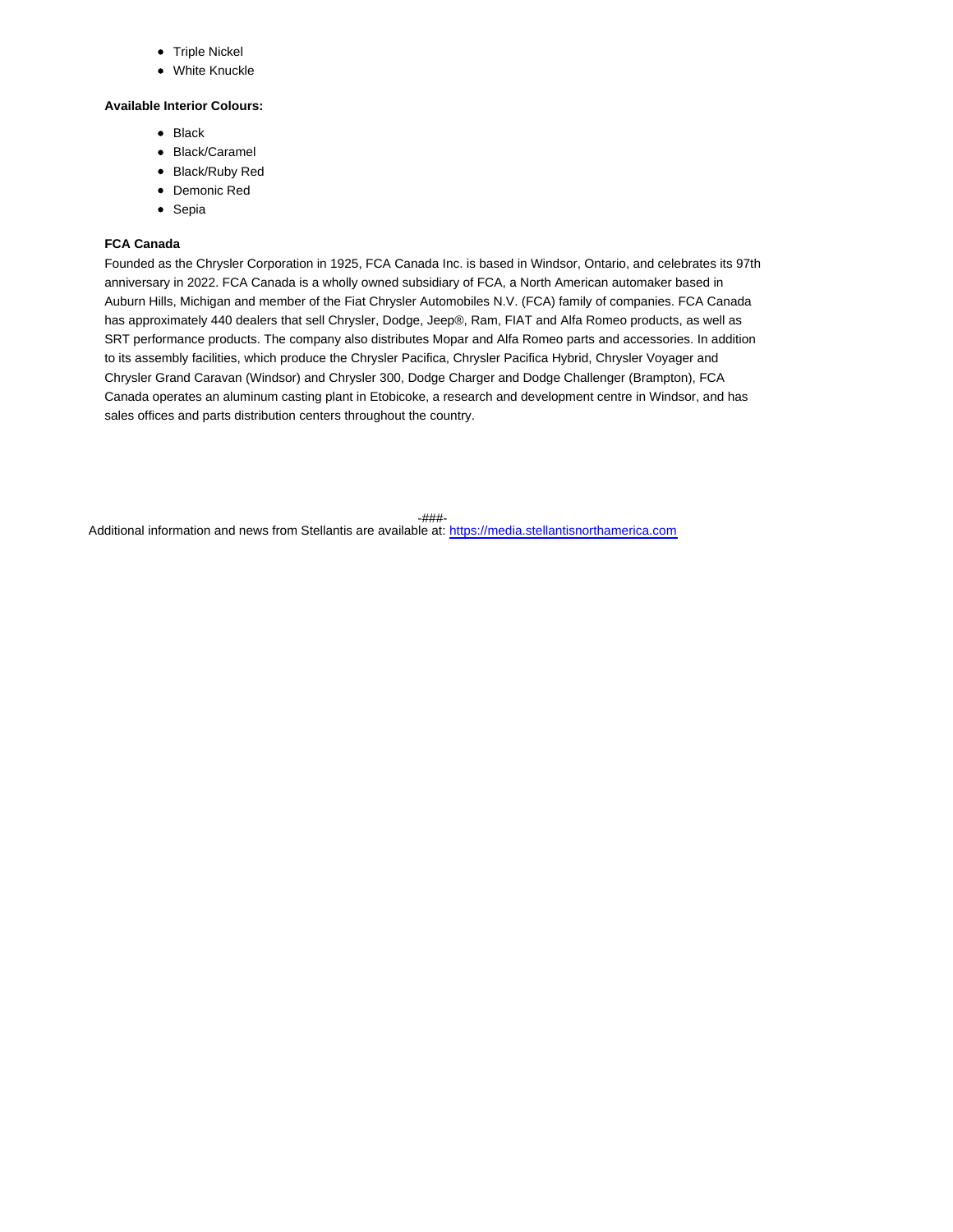- Triple Nickel
- White Knuckle

**Available Interior Colours:**

- Black
- Black/Caramel
- Black/Ruby Red
- Demonic Red
- Sepia

**FCA Canada**

Founded as the Chrysler Corporation in 1925, FCA Canada Inc. is based in Windsor, Ontario, and celebrates its 97th anniversary in 2022. FCA Canada is a wholly owned subsidiary of FCA, a North American automaker based in Auburn Hills, Michigan and member of the Fiat Chrysler Automobiles N.V. (FCA) family of companies. FCA Canada has approximately 440 dealers that sell Chrysler, Dodge, Jeep®, Ram, FIAT and Alfa Romeo products, as well as SRT performance products. The company also distributes Mopar and Alfa Romeo parts and accessories. In addition to its assembly facilities, which produce the Chrysler Pacifica, Chrysler Pacifica Hybrid, Chrysler Voyager and Chrysler Grand Caravan (Windsor) and Chrysler 300, Dodge Charger and Dodge Challenger (Brampton), FCA Canada operates an aluminum casting plant in Etobicoke, a research and development centre in Windsor, and has sales offices and parts distribution centers throughout the country.

-###-

Additional information and news from Stellantis are available at: https://media.stellantisnorthamerica.com